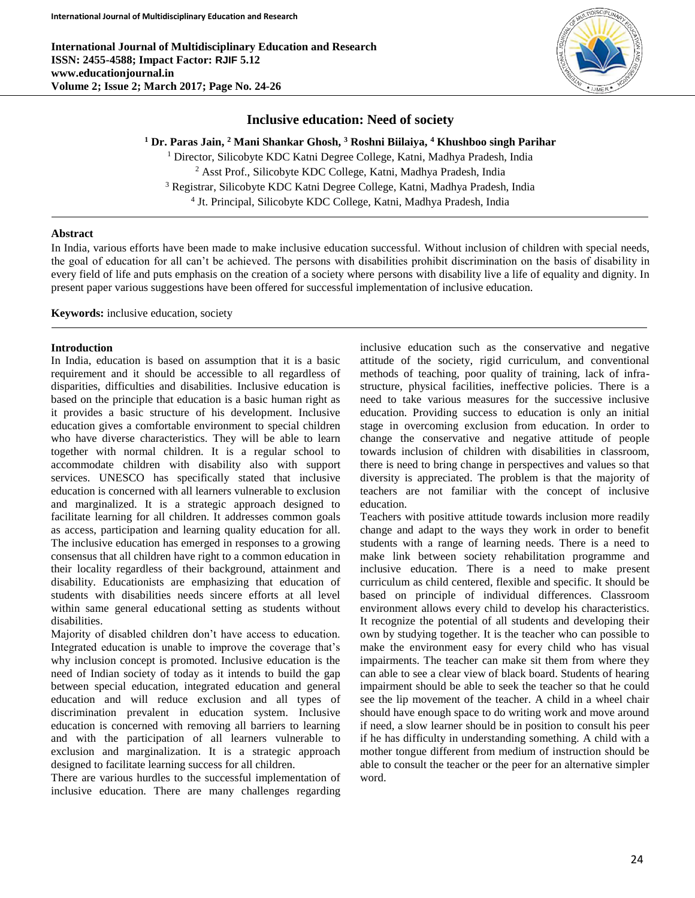# Inclusive education: Need of society

**[1] Dr. Paras Jain, [2] Mani Shankar Ghosh, [3] Roshni Biilaiya, [4] Khushboo singh Parihar**

[1] Director, Silicobyte KDC Katni Degree College, Katni, Madhya Pradesh, India
[2] Asst Prof., Silicobyte KDC College, Katni, Madhya Pradesh, India
[3] Registrar, Silicobyte KDC Katni Degree College, Katni, Madhya Pradesh, India
[4] Jt. Principal, Silicobyte KDC College, Katni, Madhya Pradesh, India

## Abstract

In India, various efforts have been made to make inclusive education successful. Without inclusion of children with special needs, the goal of education for all can't be achieved. The persons with disabilities prohibit discrimination on the basis of disability in every field of life and puts emphasis on the creation of a society where persons with disability live a life of equality and dignity. In present paper various suggestions have been offered for successful implementation of inclusive education.

**Keywords:** inclusive education, society

## Introduction

In India, education is based on assumption that it is a basic requirement and it should be accessible to all regardless of disparities, difficulties and disabilities. Inclusive education is based on the principle that education is a basic human right as it provides a basic structure of his development. Inclusive education gives a comfortable environment to special children who have diverse characteristics. They will be able to learn together with normal children. It is a regular school to accommodate children with disability also with support services. UNESCO has specifically stated that inclusive education is concerned with all learners vulnerable to exclusion and marginalized. It is a strategic approach designed to facilitate learning for all children. It addresses common goals as access, participation and learning quality education for all. The inclusive education has emerged in responses to a growing consensus that all children have right to a common education in their locality regardless of their background, attainment and disability. Educationists are emphasizing that education of students with disabilities needs sincere efforts at all level within same general educational setting as students without disabilities.

Majority of disabled children don't have access to education. Integrated education is unable to improve the coverage that's why inclusion concept is promoted. Inclusive education is the need of Indian society of today as it intends to build the gap between special education, integrated education and general education and will reduce exclusion and all types of discrimination prevalent in education system. Inclusive education is concerned with removing all barriers to learning and with the participation of all learners vulnerable to exclusion and marginalization. It is a strategic approach designed to facilitate learning success for all children.

There are various hurdles to the successful implementation of inclusive education. There are many challenges regarding inclusive education such as the conservative and negative attitude of the society, rigid curriculum, and conventional methods of teaching, poor quality of training, lack of infra-structure, physical facilities, ineffective policies. There is a need to take various measures for the successive inclusive education. Providing success to education is only an initial stage in overcoming exclusion from education. In order to change the conservative and negative attitude of people towards inclusion of children with disabilities in classroom, there is need to bring change in perspectives and values so that diversity is appreciated. The problem is that the majority of teachers are not familiar with the concept of inclusive education.

Teachers with positive attitude towards inclusion more readily change and adapt to the ways they work in order to benefit students with a range of learning needs. There is a need to make link between society rehabilitation programme and inclusive education. There is a need to make present curriculum as child centered, flexible and specific. It should be based on principle of individual differences. Classroom environment allows every child to develop his characteristics. It recognize the potential of all students and developing their own by studying together. It is the teacher who can possible to make the environment easy for every child who has visual impairments. The teacher can make sit them from where they can able to see a clear view of black board. Students of hearing impairment should be able to seek the teacher so that he could see the lip movement of the teacher. A child in a wheel chair should have enough space to do writing work and move around if need, a slow learner should be in position to consult his peer if he has difficulty in understanding something. A child with a mother tongue different from medium of instruction should be able to consult the teacher or the peer for an alternative simpler word.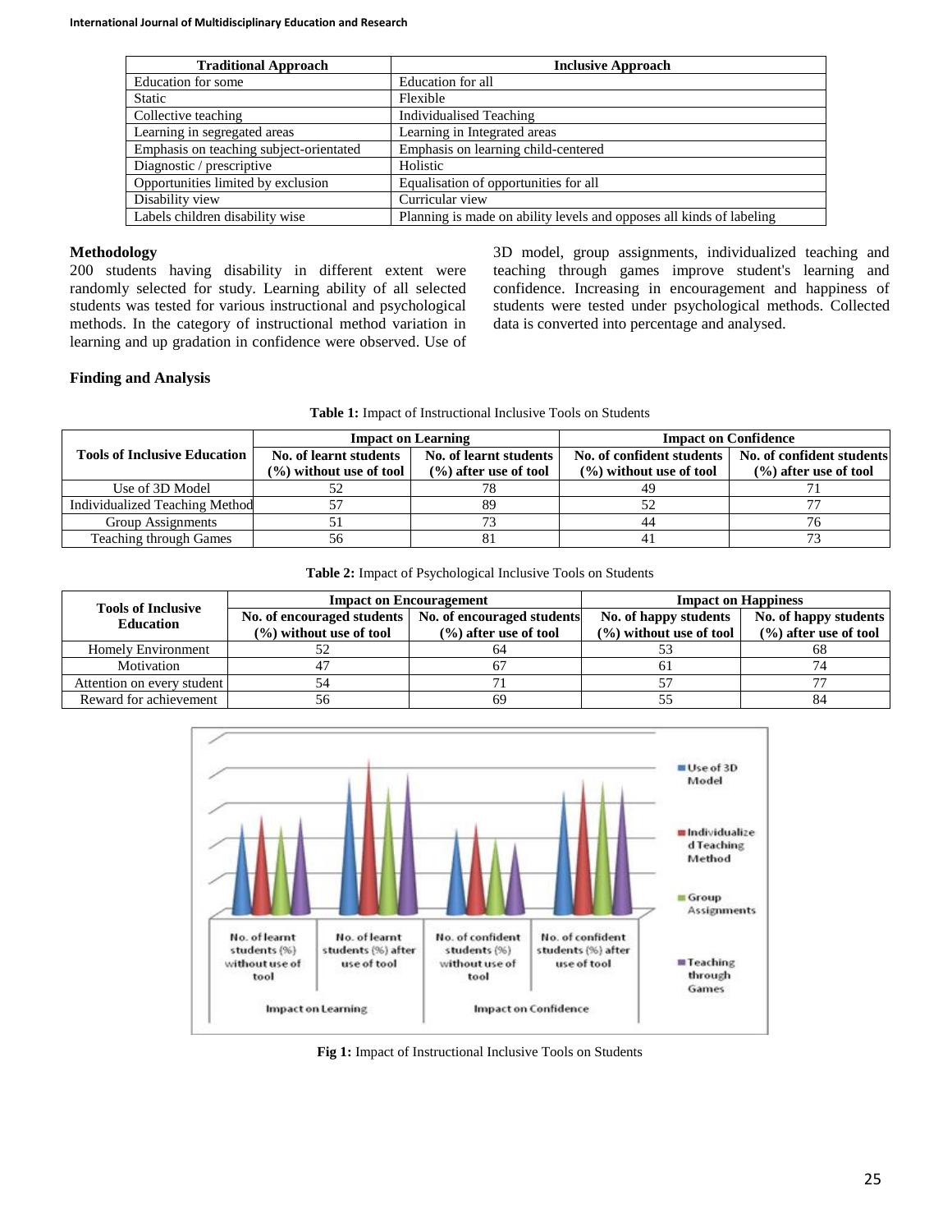| Traditional Approach | Inclusive Approach |
|---|---|
| Education for some | Education for all |
| Static | Flexible |
| Collective teaching | Individualised Teaching |
| Learning in segregated areas | Learning in Integrated areas |
| Emphasis on teaching subject-orientated | Emphasis on learning child-centered |
| Diagnostic / prescriptive | Holistic |
| Opportunities limited by exclusion | Equalisation of opportunities for all |
| Disability view | Curricular view |
| Labels children disability wise | Planning is made on ability levels and opposes all kinds of labeling |

## Methodology

200 students having disability in different extent were randomly selected for study. Learning ability of all selected students was tested for various instructional and psychological methods. In the category of instructional method variation in learning and up gradation in confidence were observed. Use of 3D model, group assignments, individualized teaching and teaching through games improve student's learning and confidence. Increasing in encouragement and happiness of students were tested under psychological methods. Collected data is converted into percentage and analysed.

## Finding and Analysis

**Table 1:** Impact of Instructional Inclusive Tools on Students

| Tools of Inclusive Education | Impact on Learning | | Impact on Confidence | |
|---|---|---|---|---|
| | No. of learnt students (%) without use of tool | No. of learnt students (%) after use of tool | No. of confident students (%) without use of tool | No. of confident students (%) after use of tool |
| Use of 3D Model | 52 | 78 | 49 | 71 |
| Individualized Teaching Method | 57 | 89 | 52 | 77 |
| Group Assignments | 51 | 73 | 44 | 76 |
| Teaching through Games | 56 | 81 | 41 | 73 |

**Table 2:** Impact of Psychological Inclusive Tools on Students

| Tools of Inclusive Education | Impact on Encouragement | | Impact on Happiness | |
|---|---|---|---|---|
| | No. of encouraged students (%) without use of tool | No. of encouraged students (%) after use of tool | No. of happy students (%) without use of tool | No. of happy students (%) after use of tool |
| Homely Environment | 52 | 64 | 53 | 68 |
| Motivation | 47 | 67 | 61 | 74 |
| Attention on every student | 54 | 71 | 57 | 77 |
| Reward for achievement | 56 | 69 | 55 | 84 |

**Fig 1:** Impact of Instructional Inclusive Tools on Students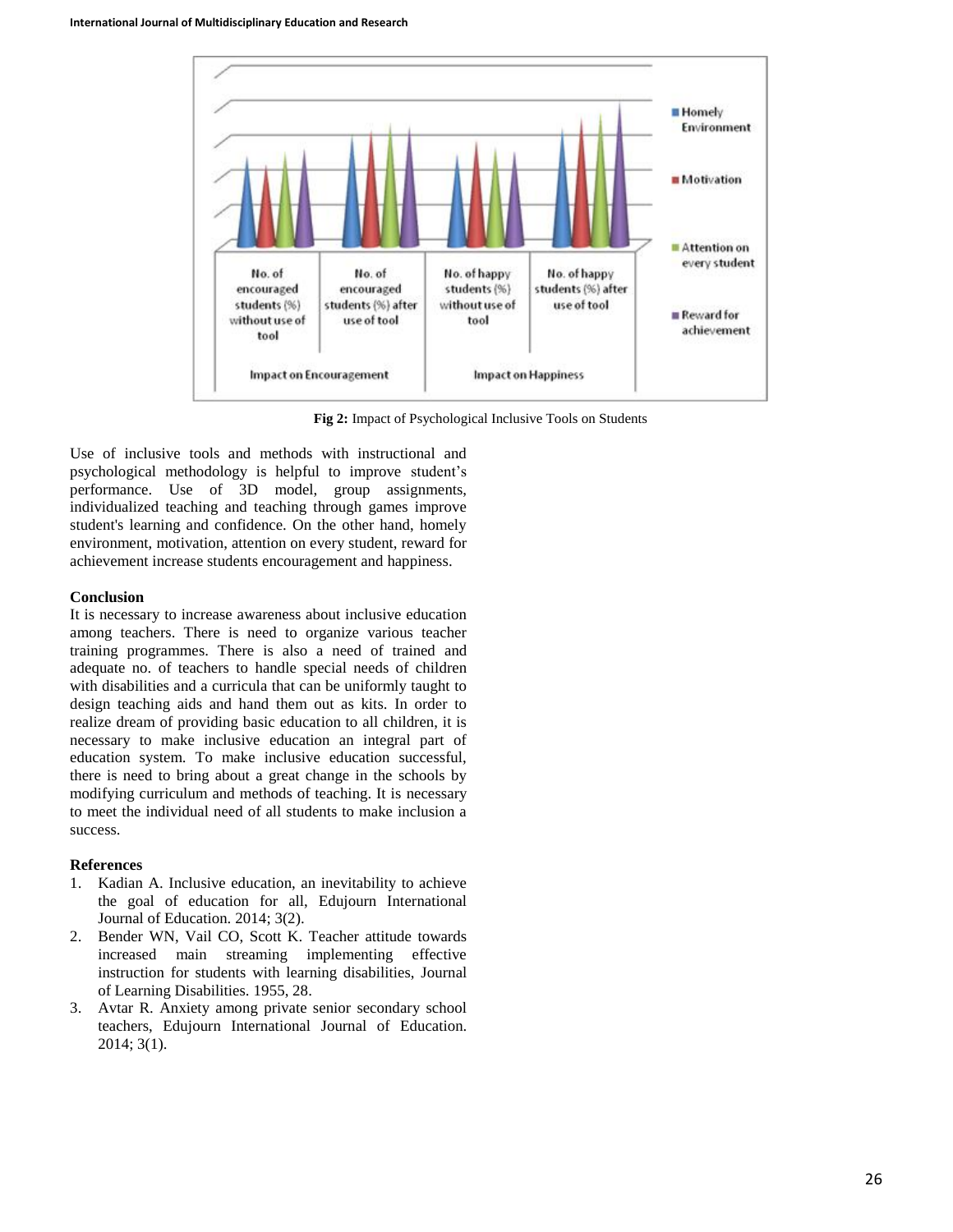Homely Environment

Motivation

Attention on every student

Reward for achievement

No. of encouraged students (%) without use of tool

No. of encouraged students (%) after use of tool

No. of happy students (%) without use of tool

No. of happy students (%) after use of tool

Impact on Encouragement

Impact on Happiness

**Fig 2:** Impact of Psychological Inclusive Tools on Students

Use of inclusive tools and methods with instructional and psychological methodology is helpful to improve student's performance. Use of 3D model, group assignments, individualized teaching and teaching through games improve student's learning and confidence. On the other hand, homely environment, motivation, attention on every student, reward for achievement increase students encouragement and happiness.

## Conclusion

It is necessary to increase awareness about inclusive education among teachers. There is need to organize various teacher training programmes. There is also a need of trained and adequate no. of teachers to handle special needs of children with disabilities and a curricula that can be uniformly taught to design teaching aids and hand them out as kits. In order to realize dream of providing basic education to all children, it is necessary to make inclusive education an integral part of education system. To make inclusive education successful, there is need to bring about a great change in the schools by modifying curriculum and methods of teaching. It is necessary to meet the individual need of all students to make inclusion a success.

## References

1. Kadian A. Inclusive education, an inevitability to achieve the goal of education for all, Edujourn International Journal of Education. 2014; 3(2).
2. Bender WN, Vail CO, Scott K. Teacher attitude towards increased main streaming implementing effective instruction for students with learning disabilities, Journal of Learning Disabilities. 1955, 28.
3. Avtar R. Anxiety among private senior secondary school teachers, Edujourn International Journal of Education. 2014; 3(1).